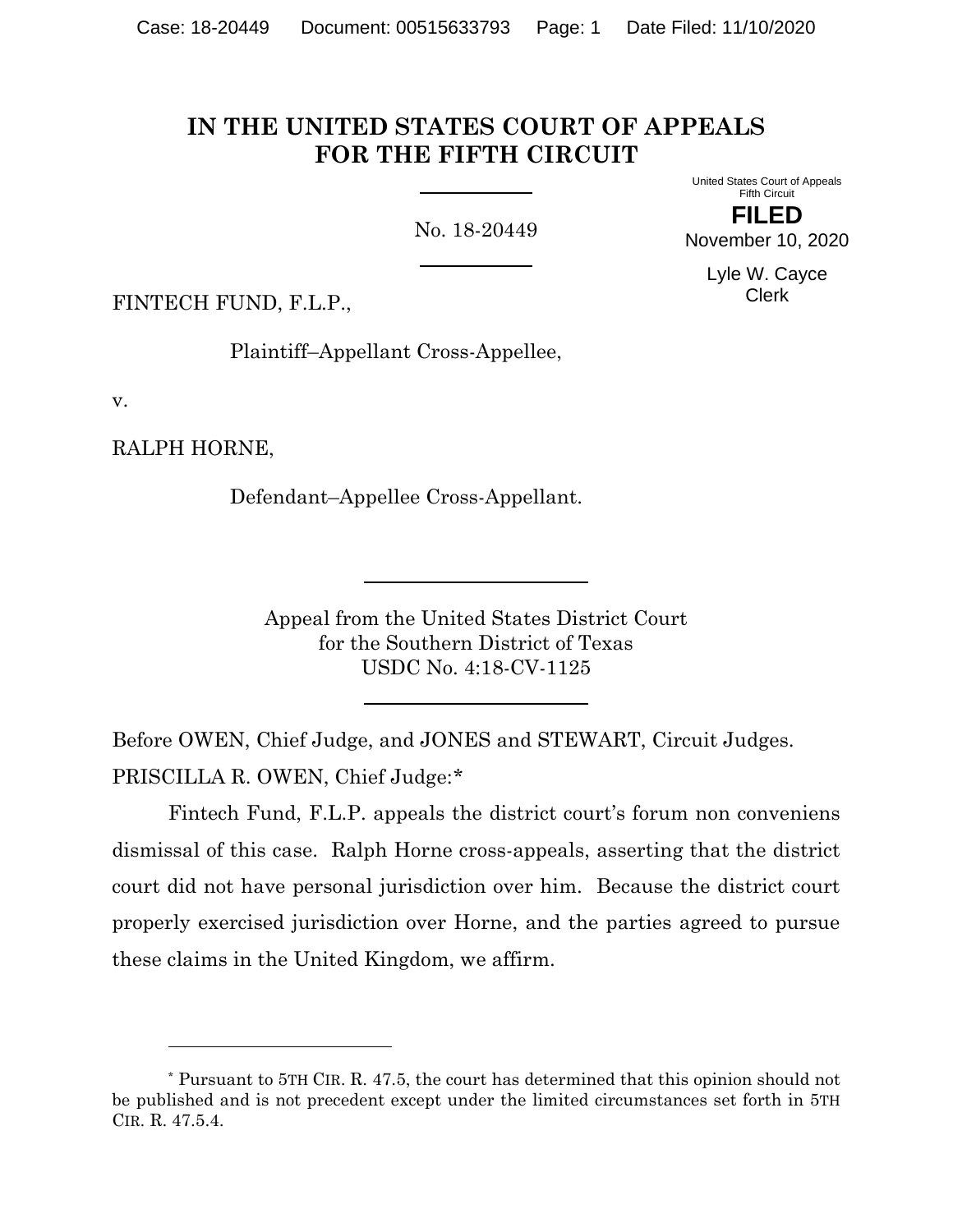# IN THE UNITED STATES COURT OF APPEALS FOR THE FIFTH CIRCUIT

United States Court of Appeals
Fifth Circuit

**FILED**

November 10, 2020

Lyle W. Cayce
Clerk

No. 18-20449

FINTECH FUND, F.L.P.,

Plaintiff–Appellant Cross-Appellee,

v.

RALPH HORNE,

Defendant–Appellee Cross-Appellant.

Appeal from the United States District Court
for the Southern District of Texas
USDC No. 4:18-CV-1125

Before OWEN, Chief Judge, and JONES and STEWART, Circuit Judges.

PRISCILLA R. OWEN, Chief Judge:*

Fintech Fund, F.L.P. appeals the district court's forum non conveniens dismissal of this case. Ralph Horne cross-appeals, asserting that the district court did not have personal jurisdiction over him. Because the district court properly exercised jurisdiction over Horne, and the parties agreed to pursue these claims in the United Kingdom, we affirm.

---

\* Pursuant to 5TH CIR. R. 47.5, the court has determined that this opinion should not be published and is not precedent except under the limited circumstances set forth in 5TH CIR. R. 47.5.4.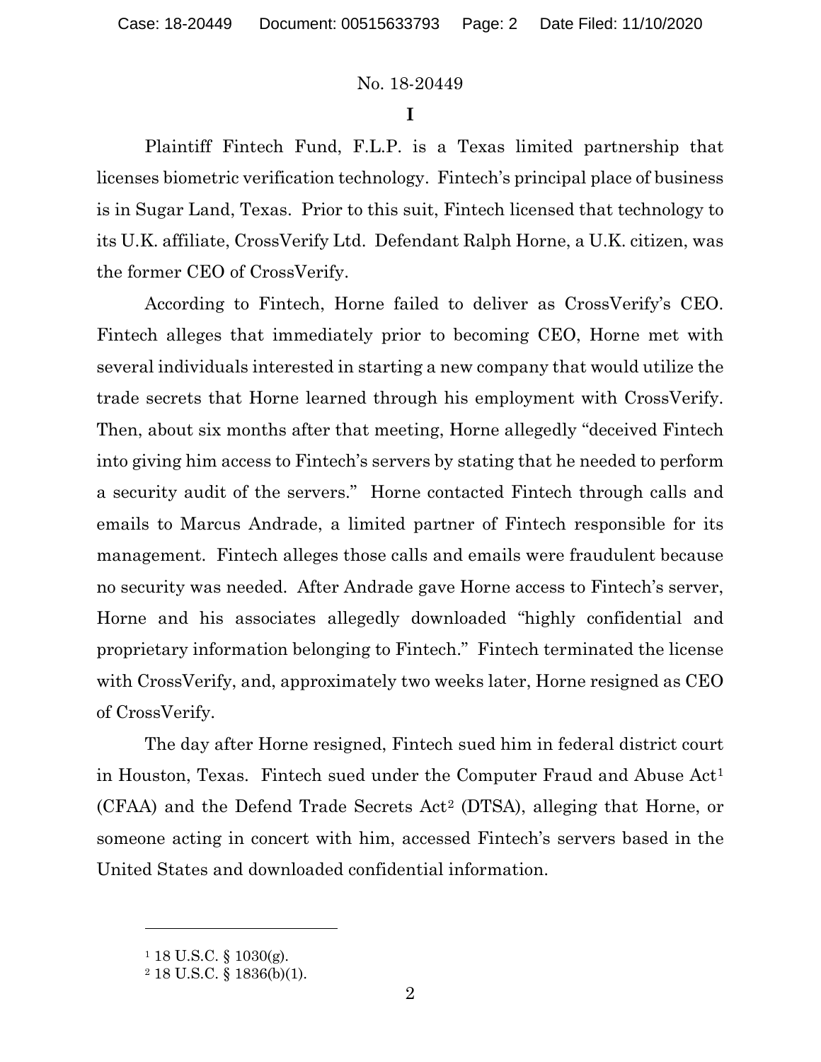# I

Plaintiff Fintech Fund, F.L.P. is a Texas limited partnership that licenses biometric verification technology. Fintech's principal place of business is in Sugar Land, Texas. Prior to this suit, Fintech licensed that technology to its U.K. affiliate, CrossVerify Ltd. Defendant Ralph Horne, a U.K. citizen, was the former CEO of CrossVerify.

According to Fintech, Horne failed to deliver as CrossVerify's CEO. Fintech alleges that immediately prior to becoming CEO, Horne met with several individuals interested in starting a new company that would utilize the trade secrets that Horne learned through his employment with CrossVerify. Then, about six months after that meeting, Horne allegedly "deceived Fintech into giving him access to Fintech's servers by stating that he needed to perform a security audit of the servers." Horne contacted Fintech through calls and emails to Marcus Andrade, a limited partner of Fintech responsible for its management. Fintech alleges those calls and emails were fraudulent because no security was needed. After Andrade gave Horne access to Fintech's server, Horne and his associates allegedly downloaded "highly confidential and proprietary information belonging to Fintech." Fintech terminated the license with CrossVerify, and, approximately two weeks later, Horne resigned as CEO of CrossVerify.

The day after Horne resigned, Fintech sued him in federal district court in Houston, Texas. Fintech sued under the Computer Fraud and Abuse Act[1] (CFAA) and the Defend Trade Secrets Act[2] (DTSA), alleging that Horne, or someone acting in concert with him, accessed Fintech's servers based in the United States and downloaded confidential information.

---

[1] 18 U.S.C. § 1030(g).

[2] 18 U.S.C. § 1836(b)(1).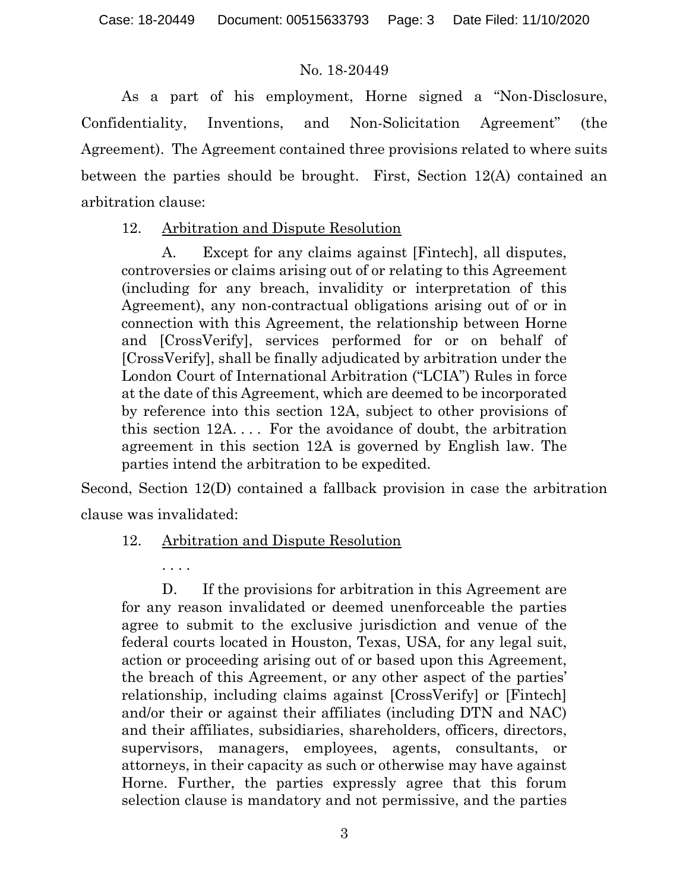As a part of his employment, Horne signed a "Non-Disclosure, Confidentiality, Inventions, and Non-Solicitation Agreement" (the Agreement). The Agreement contained three provisions related to where suits between the parties should be brought. First, Section 12(A) contained an arbitration clause:

> 12. Arbitration and Dispute Resolution
>
> A. Except for any claims against [Fintech], all disputes, controversies or claims arising out of or relating to this Agreement (including for any breach, invalidity or interpretation of this Agreement), any non-contractual obligations arising out of or in connection with this Agreement, the relationship between Horne and [CrossVerify], services performed for or on behalf of [CrossVerify], shall be finally adjudicated by arbitration under the London Court of International Arbitration ("LCIA") Rules in force at the date of this Agreement, which are deemed to be incorporated by reference into this section 12A, subject to other provisions of this section 12A. . . . For the avoidance of doubt, the arbitration agreement in this section 12A is governed by English law. The parties intend the arbitration to be expedited.

Second, Section 12(D) contained a fallback provision in case the arbitration clause was invalidated:

> 12. Arbitration and Dispute Resolution
>
> . . . .
>
> D. If the provisions for arbitration in this Agreement are for any reason invalidated or deemed unenforceable the parties agree to submit to the exclusive jurisdiction and venue of the federal courts located in Houston, Texas, USA, for any legal suit, action or proceeding arising out of or based upon this Agreement, the breach of this Agreement, or any other aspect of the parties' relationship, including claims against [CrossVerify] or [Fintech] and/or their or against their affiliates (including DTN and NAC) and their affiliates, subsidiaries, shareholders, officers, directors, supervisors, managers, employees, agents, consultants, or attorneys, in their capacity as such or otherwise may have against Horne. Further, the parties expressly agree that this forum selection clause is mandatory and not permissive, and the parties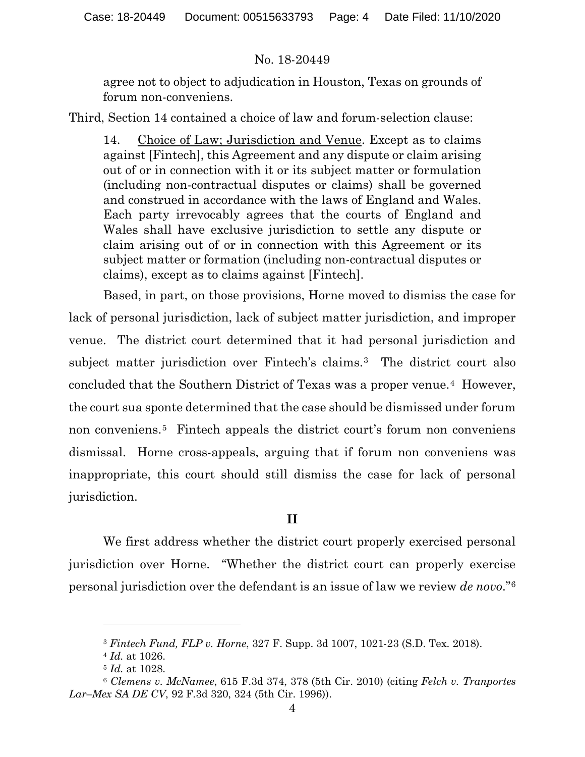agree not to object to adjudication in Houston, Texas on grounds of forum non-conveniens.

Third, Section 14 contained a choice of law and forum-selection clause:

> 14. Choice of Law; Jurisdiction and Venue. Except as to claims against [Fintech], this Agreement and any dispute or claim arising out of or in connection with it or its subject matter or formulation (including non-contractual disputes or claims) shall be governed and construed in accordance with the laws of England and Wales. Each party irrevocably agrees that the courts of England and Wales shall have exclusive jurisdiction to settle any dispute or claim arising out of or in connection with this Agreement or its subject matter or formation (including non-contractual disputes or claims), except as to claims against [Fintech].

Based, in part, on those provisions, Horne moved to dismiss the case for lack of personal jurisdiction, lack of subject matter jurisdiction, and improper venue. The district court determined that it had personal jurisdiction and subject matter jurisdiction over Fintech's claims.[3] The district court also concluded that the Southern District of Texas was a proper venue.[4] However, the court sua sponte determined that the case should be dismissed under forum non conveniens.[5] Fintech appeals the district court's forum non conveniens dismissal. Horne cross-appeals, arguing that if forum non conveniens was inappropriate, this court should still dismiss the case for lack of personal jurisdiction.

## II

We first address whether the district court properly exercised personal jurisdiction over Horne. "Whether the district court can properly exercise personal jurisdiction over the defendant is an issue of law we review *de novo*."[6]

---

[3] *Fintech Fund, FLP v. Horne*, 327 F. Supp. 3d 1007, 1021-23 (S.D. Tex. 2018).

[4] *Id.* at 1026.

[5] *Id.* at 1028.

[6] *Clemens v. McNamee*, 615 F.3d 374, 378 (5th Cir. 2010) (citing *Felch v. Tranportes Lar–Mex SA DE CV*, 92 F.3d 320, 324 (5th Cir. 1996)).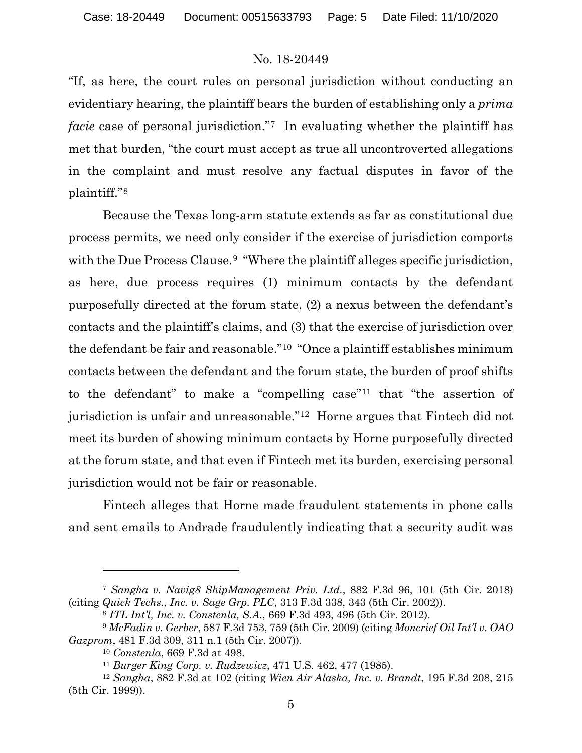"If, as here, the court rules on personal jurisdiction without conducting an evidentiary hearing, the plaintiff bears the burden of establishing only a *prima facie* case of personal jurisdiction."[7] In evaluating whether the plaintiff has met that burden, "the court must accept as true all uncontroverted allegations in the complaint and must resolve any factual disputes in favor of the plaintiff."[8]

Because the Texas long-arm statute extends as far as constitutional due process permits, we need only consider if the exercise of jurisdiction comports with the Due Process Clause.[9] "Where the plaintiff alleges specific jurisdiction, as here, due process requires (1) minimum contacts by the defendant purposefully directed at the forum state, (2) a nexus between the defendant's contacts and the plaintiff's claims, and (3) that the exercise of jurisdiction over the defendant be fair and reasonable."[10] "Once a plaintiff establishes minimum contacts between the defendant and the forum state, the burden of proof shifts to the defendant" to make a "compelling case"[11] that "the assertion of jurisdiction is unfair and unreasonable."[12] Horne argues that Fintech did not meet its burden of showing minimum contacts by Horne purposefully directed at the forum state, and that even if Fintech met its burden, exercising personal jurisdiction would not be fair or reasonable.

Fintech alleges that Horne made fraudulent statements in phone calls and sent emails to Andrade fraudulently indicating that a security audit was

---

[7] *Sangha v. Navig8 ShipManagement Priv. Ltd.*, 882 F.3d 96, 101 (5th Cir. 2018) (citing *Quick Techs., Inc. v. Sage Grp. PLC*, 313 F.3d 338, 343 (5th Cir. 2002)).

[8] *ITL Int'l, Inc. v. Constenla, S.A.*, 669 F.3d 493, 496 (5th Cir. 2012).

[9] *McFadin v. Gerber*, 587 F.3d 753, 759 (5th Cir. 2009) (citing *Moncrief Oil Int'l v. OAO Gazprom*, 481 F.3d 309, 311 n.1 (5th Cir. 2007)).

[10] *Constenla*, 669 F.3d at 498.

[11] *Burger King Corp. v. Rudzewicz*, 471 U.S. 462, 477 (1985).

[12] *Sangha*, 882 F.3d at 102 (citing *Wien Air Alaska, Inc. v. Brandt*, 195 F.3d 208, 215 (5th Cir. 1999)).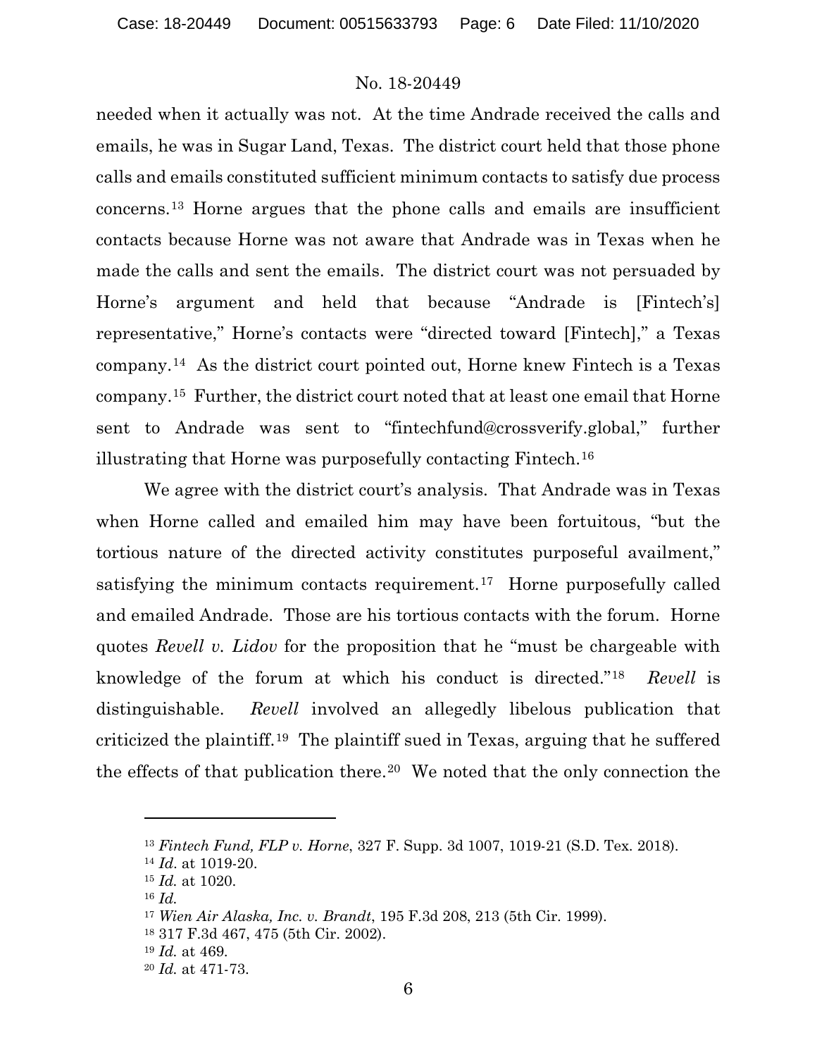needed when it actually was not. At the time Andrade received the calls and emails, he was in Sugar Land, Texas. The district court held that those phone calls and emails constituted sufficient minimum contacts to satisfy due process concerns.[13] Horne argues that the phone calls and emails are insufficient contacts because Horne was not aware that Andrade was in Texas when he made the calls and sent the emails. The district court was not persuaded by Horne's argument and held that because "Andrade is [Fintech's] representative," Horne's contacts were "directed toward [Fintech]," a Texas company.[14] As the district court pointed out, Horne knew Fintech is a Texas company.[15] Further, the district court noted that at least one email that Horne sent to Andrade was sent to "fintechfund@crossverify.global," further illustrating that Horne was purposefully contacting Fintech.[16]

We agree with the district court's analysis. That Andrade was in Texas when Horne called and emailed him may have been fortuitous, "but the tortious nature of the directed activity constitutes purposeful availment," satisfying the minimum contacts requirement.[17] Horne purposefully called and emailed Andrade. Those are his tortious contacts with the forum. Horne quotes *Revell v. Lidov* for the proposition that he "must be chargeable with knowledge of the forum at which his conduct is directed."[18] *Revell* is distinguishable. *Revell* involved an allegedly libelous publication that criticized the plaintiff.[19] The plaintiff sued in Texas, arguing that he suffered the effects of that publication there.[20] We noted that the only connection the

---

[13] *Fintech Fund, FLP v. Horne*, 327 F. Supp. 3d 1007, 1019-21 (S.D. Tex. 2018).

[14] *Id.* at 1019-20.

[15] *Id.* at 1020.

[16] *Id.*

[17] *Wien Air Alaska, Inc. v. Brandt*, 195 F.3d 208, 213 (5th Cir. 1999).

[18] 317 F.3d 467, 475 (5th Cir. 2002).

[19] *Id.* at 469.

[20] *Id.* at 471-73.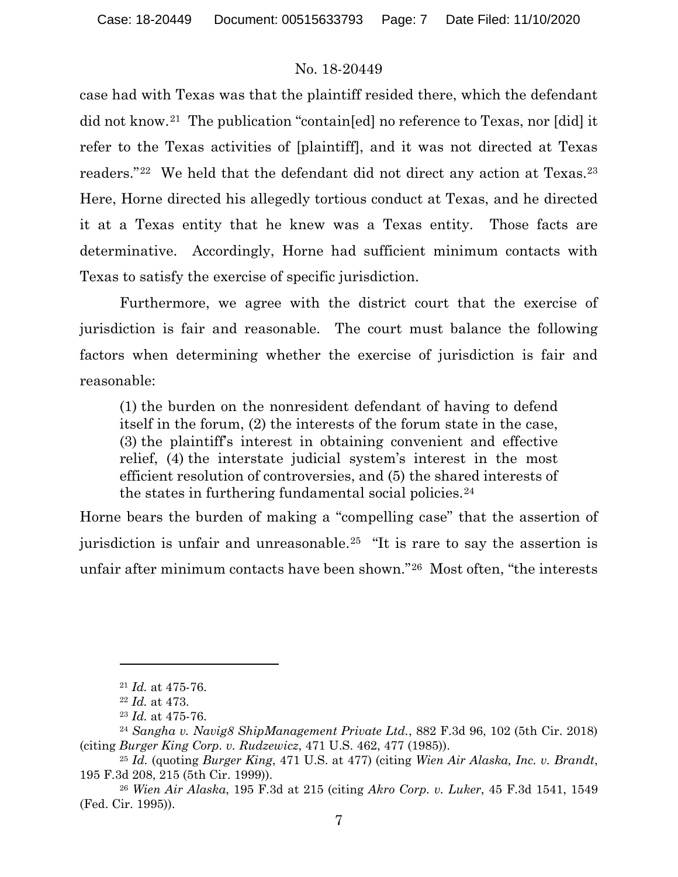case had with Texas was that the plaintiff resided there, which the defendant did not know.[21] The publication "contain[ed] no reference to Texas, nor [did] it refer to the Texas activities of [plaintiff], and it was not directed at Texas readers."[22] We held that the defendant did not direct any action at Texas.[23] Here, Horne directed his allegedly tortious conduct at Texas, and he directed it at a Texas entity that he knew was a Texas entity. Those facts are determinative. Accordingly, Horne had sufficient minimum contacts with Texas to satisfy the exercise of specific jurisdiction.

Furthermore, we agree with the district court that the exercise of jurisdiction is fair and reasonable. The court must balance the following factors when determining whether the exercise of jurisdiction is fair and reasonable:

> (1) the burden on the nonresident defendant of having to defend itself in the forum, (2) the interests of the forum state in the case, (3) the plaintiff's interest in obtaining convenient and effective relief, (4) the interstate judicial system's interest in the most efficient resolution of controversies, and (5) the shared interests of the states in furthering fundamental social policies.[24]

Horne bears the burden of making a "compelling case" that the assertion of jurisdiction is unfair and unreasonable.[25] "It is rare to say the assertion is unfair after minimum contacts have been shown."[26] Most often, "the interests

---

[21] *Id.* at 475-76.

[22] *Id.* at 473.

[23] *Id.* at 475-76.

[24] *Sangha v. Navig8 ShipManagement Private Ltd.*, 882 F.3d 96, 102 (5th Cir. 2018) (citing *Burger King Corp. v. Rudzewicz*, 471 U.S. 462, 477 (1985)).

[25] *Id.* (quoting *Burger King*, 471 U.S. at 477) (citing *Wien Air Alaska, Inc. v. Brandt*, 195 F.3d 208, 215 (5th Cir. 1999)).

[26] *Wien Air Alaska*, 195 F.3d at 215 (citing *Akro Corp. v. Luker*, 45 F.3d 1541, 1549 (Fed. Cir. 1995)).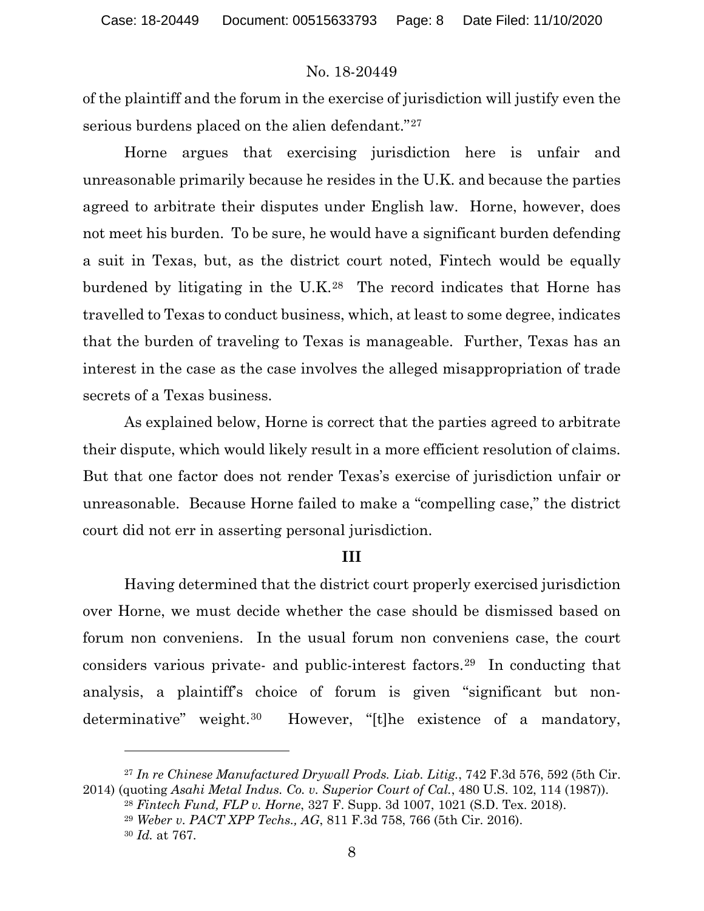of the plaintiff and the forum in the exercise of jurisdiction will justify even the serious burdens placed on the alien defendant."[27]

Horne argues that exercising jurisdiction here is unfair and unreasonable primarily because he resides in the U.K. and because the parties agreed to arbitrate their disputes under English law. Horne, however, does not meet his burden. To be sure, he would have a significant burden defending a suit in Texas, but, as the district court noted, Fintech would be equally burdened by litigating in the U.K.[28] The record indicates that Horne has travelled to Texas to conduct business, which, at least to some degree, indicates that the burden of traveling to Texas is manageable. Further, Texas has an interest in the case as the case involves the alleged misappropriation of trade secrets of a Texas business.

As explained below, Horne is correct that the parties agreed to arbitrate their dispute, which would likely result in a more efficient resolution of claims. But that one factor does not render Texas's exercise of jurisdiction unfair or unreasonable. Because Horne failed to make a "compelling case," the district court did not err in asserting personal jurisdiction.

## III

Having determined that the district court properly exercised jurisdiction over Horne, we must decide whether the case should be dismissed based on forum non conveniens. In the usual forum non conveniens case, the court considers various private- and public-interest factors.[29] In conducting that analysis, a plaintiff's choice of forum is given "significant but non-determinative" weight.[30] However, "[t]he existence of a mandatory,

---

[27] *In re Chinese Manufactured Drywall Prods. Liab. Litig.*, 742 F.3d 576, 592 (5th Cir. 2014) (quoting *Asahi Metal Indus. Co. v. Superior Court of Cal.*, 480 U.S. 102, 114 (1987)).

[28] *Fintech Fund, FLP v. Horne*, 327 F. Supp. 3d 1007, 1021 (S.D. Tex. 2018).

[29] *Weber v. PACT XPP Techs., AG*, 811 F.3d 758, 766 (5th Cir. 2016).

[30] *Id.* at 767.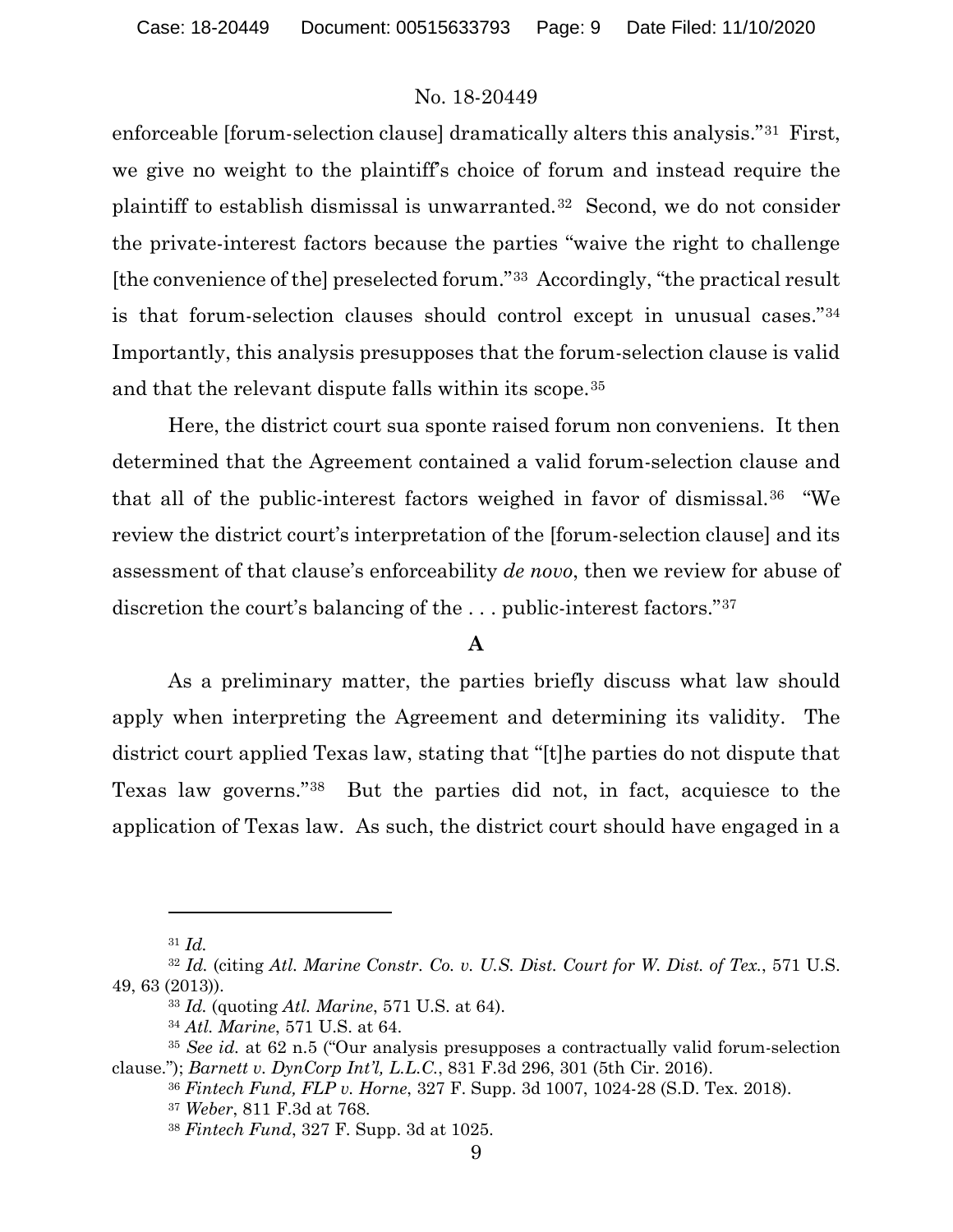enforceable [forum-selection clause] dramatically alters this analysis."[31] First, we give no weight to the plaintiff's choice of forum and instead require the plaintiff to establish dismissal is unwarranted.[32] Second, we do not consider the private-interest factors because the parties "waive the right to challenge [the convenience of the] preselected forum."[33] Accordingly, "the practical result is that forum-selection clauses should control except in unusual cases."[34] Importantly, this analysis presupposes that the forum-selection clause is valid and that the relevant dispute falls within its scope.[35]

Here, the district court sua sponte raised forum non conveniens. It then determined that the Agreement contained a valid forum-selection clause and that all of the public-interest factors weighed in favor of dismissal.[36] "We review the district court's interpretation of the [forum-selection clause] and its assessment of that clause's enforceability *de novo*, then we review for abuse of discretion the court's balancing of the . . . public-interest factors."[37]

**A**

As a preliminary matter, the parties briefly discuss what law should apply when interpreting the Agreement and determining its validity. The district court applied Texas law, stating that "[t]he parties do not dispute that Texas law governs."[38] But the parties did not, in fact, acquiesce to the application of Texas law. As such, the district court should have engaged in a

---

[31] *Id.*

[32] *Id.* (citing *Atl. Marine Constr. Co. v. U.S. Dist. Court for W. Dist. of Tex.*, 571 U.S. 49, 63 (2013)).

[33] *Id.* (quoting *Atl. Marine*, 571 U.S. at 64).

[34] *Atl. Marine*, 571 U.S. at 64.

[35] *See id.* at 62 n.5 ("Our analysis presupposes a contractually valid forum-selection clause."); *Barnett v. DynCorp Int'l, L.L.C.*, 831 F.3d 296, 301 (5th Cir. 2016).

[36] *Fintech Fund, FLP v. Horne*, 327 F. Supp. 3d 1007, 1024-28 (S.D. Tex. 2018).

[37] *Weber*, 811 F.3d at 768.

[38] *Fintech Fund*, 327 F. Supp. 3d at 1025.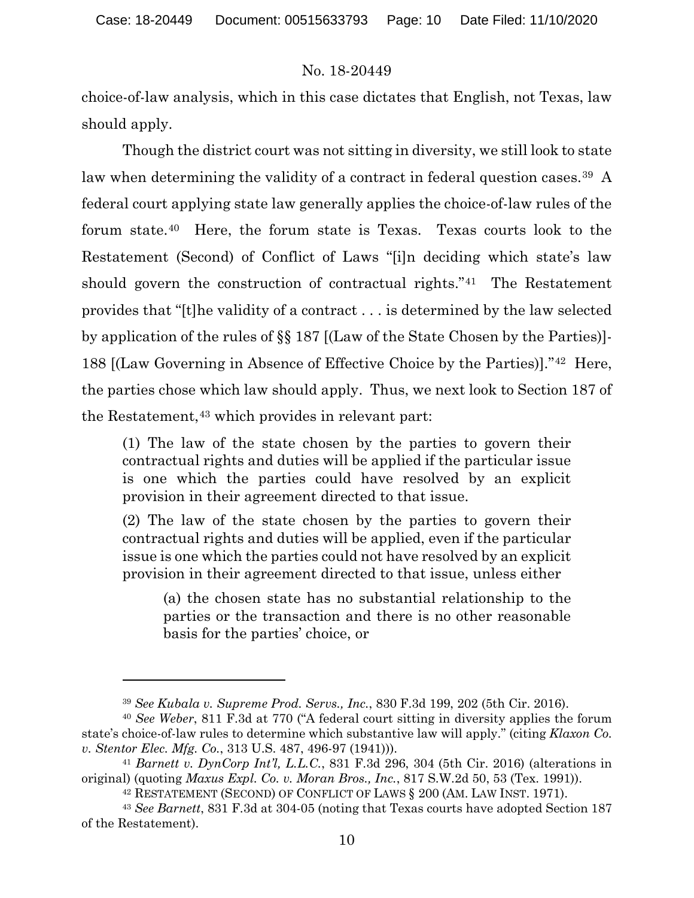choice-of-law analysis, which in this case dictates that English, not Texas, law should apply.

Though the district court was not sitting in diversity, we still look to state law when determining the validity of a contract in federal question cases.[39] A federal court applying state law generally applies the choice-of-law rules of the forum state.[40] Here, the forum state is Texas. Texas courts look to the Restatement (Second) of Conflict of Laws "[i]n deciding which state's law should govern the construction of contractual rights."[41] The Restatement provides that "[t]he validity of a contract . . . is determined by the law selected by application of the rules of §§ 187 [(Law of the State Chosen by the Parties)]-188 [(Law Governing in Absence of Effective Choice by the Parties)]."[42] Here, the parties chose which law should apply. Thus, we next look to Section 187 of the Restatement,[43] which provides in relevant part:

> (1) The law of the state chosen by the parties to govern their contractual rights and duties will be applied if the particular issue is one which the parties could have resolved by an explicit provision in their agreement directed to that issue.
>
> (2) The law of the state chosen by the parties to govern their contractual rights and duties will be applied, even if the particular issue is one which the parties could not have resolved by an explicit provision in their agreement directed to that issue, unless either
>
> > (a) the chosen state has no substantial relationship to the parties or the transaction and there is no other reasonable basis for the parties' choice, or

---

[39] *See Kubala v. Supreme Prod. Servs., Inc.*, 830 F.3d 199, 202 (5th Cir. 2016).

[40] *See Weber*, 811 F.3d at 770 ("A federal court sitting in diversity applies the forum state's choice-of-law rules to determine which substantive law will apply." (citing *Klaxon Co. v. Stentor Elec. Mfg. Co.*, 313 U.S. 487, 496-97 (1941))).

[41] *Barnett v. DynCorp Int'l, L.L.C.*, 831 F.3d 296, 304 (5th Cir. 2016) (alterations in original) (quoting *Maxus Expl. Co. v. Moran Bros., Inc.*, 817 S.W.2d 50, 53 (Tex. 1991)).

[42] RESTATEMENT (SECOND) OF CONFLICT OF LAWS § 200 (AM. LAW INST. 1971).

[43] *See Barnett*, 831 F.3d at 304-05 (noting that Texas courts have adopted Section 187 of the Restatement).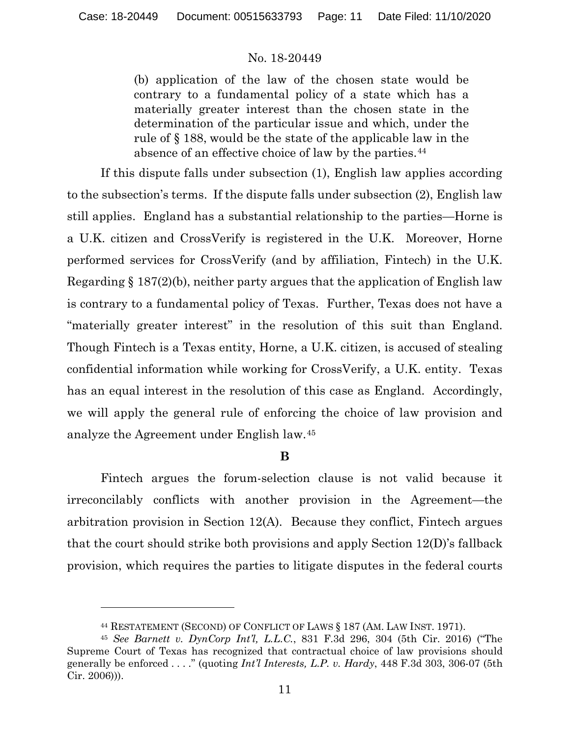(b) application of the law of the chosen state would be contrary to a fundamental policy of a state which has a materially greater interest than the chosen state in the determination of the particular issue and which, under the rule of § 188, would be the state of the applicable law in the absence of an effective choice of law by the parties.[44]

If this dispute falls under subsection (1), English law applies according to the subsection's terms. If the dispute falls under subsection (2), English law still applies. England has a substantial relationship to the parties—Horne is a U.K. citizen and CrossVerify is registered in the U.K. Moreover, Horne performed services for CrossVerify (and by affiliation, Fintech) in the U.K. Regarding § 187(2)(b), neither party argues that the application of English law is contrary to a fundamental policy of Texas. Further, Texas does not have a "materially greater interest" in the resolution of this suit than England. Though Fintech is a Texas entity, Horne, a U.K. citizen, is accused of stealing confidential information while working for CrossVerify, a U.K. entity. Texas has an equal interest in the resolution of this case as England. Accordingly, we will apply the general rule of enforcing the choice of law provision and analyze the Agreement under English law.[45]

### B

Fintech argues the forum-selection clause is not valid because it irreconcilably conflicts with another provision in the Agreement—the arbitration provision in Section 12(A). Because they conflict, Fintech argues that the court should strike both provisions and apply Section 12(D)'s fallback provision, which requires the parties to litigate disputes in the federal courts

---

[44] RESTATEMENT (SECOND) OF CONFLICT OF LAWS § 187 (AM. LAW INST. 1971).

[45] *See Barnett v. DynCorp Int'l, L.L.C.*, 831 F.3d 296, 304 (5th Cir. 2016) ("The Supreme Court of Texas has recognized that contractual choice of law provisions should generally be enforced . . . ." (quoting *Int'l Interests, L.P. v. Hardy*, 448 F.3d 303, 306-07 (5th Cir. 2006))).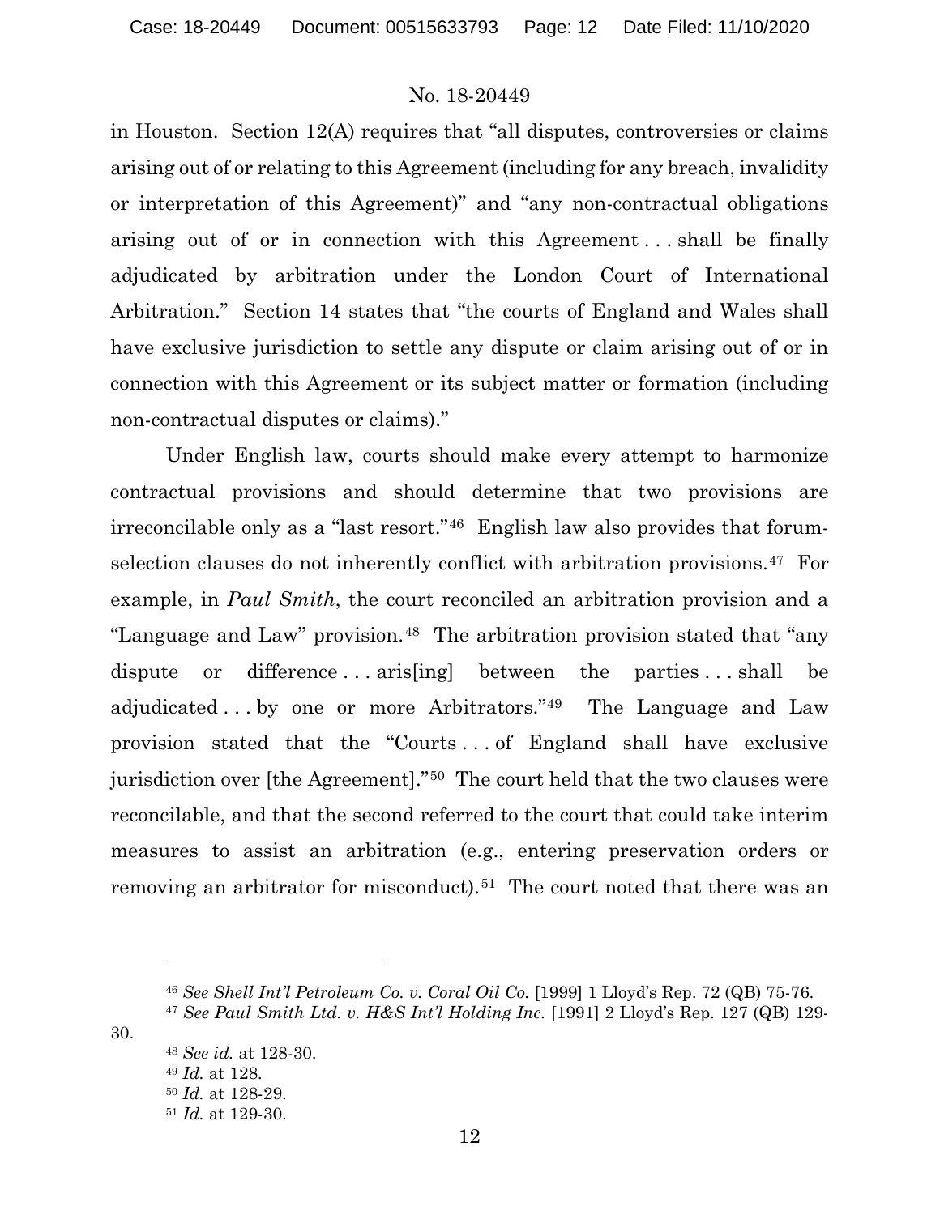in Houston. Section 12(A) requires that "all disputes, controversies or claims arising out of or relating to this Agreement (including for any breach, invalidity or interpretation of this Agreement)" and "any non-contractual obligations arising out of or in connection with this Agreement . . . shall be finally adjudicated by arbitration under the London Court of International Arbitration." Section 14 states that "the courts of England and Wales shall have exclusive jurisdiction to settle any dispute or claim arising out of or in connection with this Agreement or its subject matter or formation (including non-contractual disputes or claims)."

Under English law, courts should make every attempt to harmonize contractual provisions and should determine that two provisions are irreconcilable only as a "last resort."[46] English law also provides that forum-selection clauses do not inherently conflict with arbitration provisions.[47] For example, in *Paul Smith*, the court reconciled an arbitration provision and a "Language and Law" provision.[48] The arbitration provision stated that "any dispute or difference . . . aris[ing] between the parties . . . shall be adjudicated . . . by one or more Arbitrators."[49] The Language and Law provision stated that the "Courts . . . of England shall have exclusive jurisdiction over [the Agreement]."[50] The court held that the two clauses were reconcilable, and that the second referred to the court that could take interim measures to assist an arbitration (e.g., entering preservation orders or removing an arbitrator for misconduct).[51] The court noted that there was an

---

[46] *See Shell Int'l Petroleum Co. v. Coral Oil Co.* [1999] 1 Lloyd's Rep. 72 (QB) 75-76.

[47] *See Paul Smith Ltd. v. H&S Int'l Holding Inc.* [1991] 2 Lloyd's Rep. 127 (QB) 129-30.

[48] *See id.* at 128-30.

[49] *Id.* at 128.

[50] *Id.* at 128-29.

[51] *Id.* at 129-30.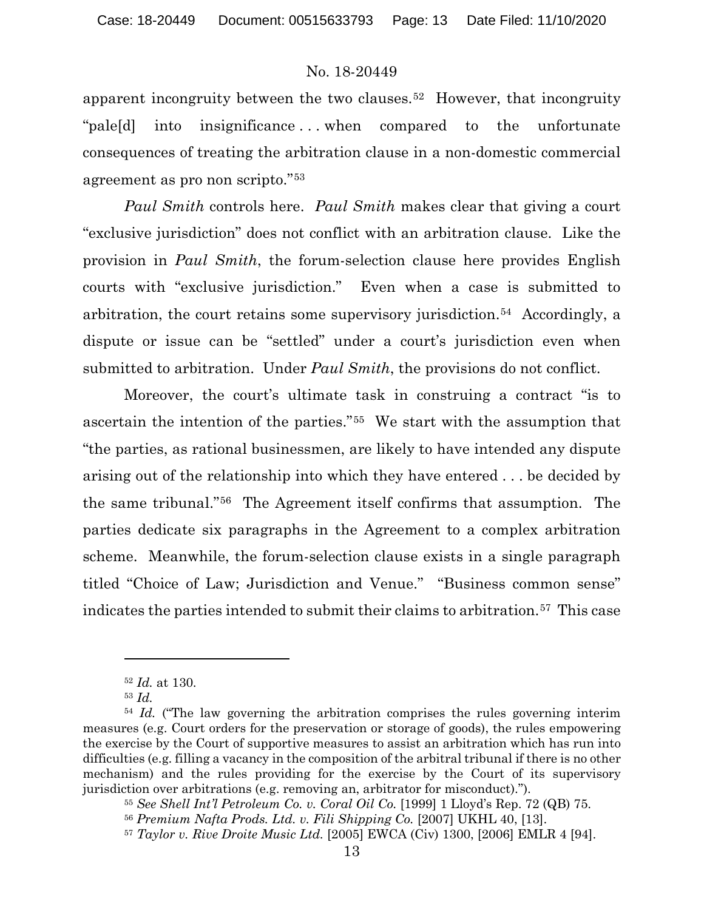apparent incongruity between the two clauses.[52] However, that incongruity "pale[d] into insignificance . . . when compared to the unfortunate consequences of treating the arbitration clause in a non-domestic commercial agreement as pro non scripto."[53]

*Paul Smith* controls here. *Paul Smith* makes clear that giving a court "exclusive jurisdiction" does not conflict with an arbitration clause. Like the provision in *Paul Smith*, the forum-selection clause here provides English courts with "exclusive jurisdiction." Even when a case is submitted to arbitration, the court retains some supervisory jurisdiction.[54] Accordingly, a dispute or issue can be "settled" under a court's jurisdiction even when submitted to arbitration. Under *Paul Smith*, the provisions do not conflict.

Moreover, the court's ultimate task in construing a contract "is to ascertain the intention of the parties."[55] We start with the assumption that "the parties, as rational businessmen, are likely to have intended any dispute arising out of the relationship into which they have entered . . . be decided by the same tribunal."[56] The Agreement itself confirms that assumption. The parties dedicate six paragraphs in the Agreement to a complex arbitration scheme. Meanwhile, the forum-selection clause exists in a single paragraph titled "Choice of Law; Jurisdiction and Venue." "Business common sense" indicates the parties intended to submit their claims to arbitration.[57] This case

---

[52] *Id.* at 130.

[53] *Id.*

[54] *Id.* ("The law governing the arbitration comprises the rules governing interim measures (e.g. Court orders for the preservation or storage of goods), the rules empowering the exercise by the Court of supportive measures to assist an arbitration which has run into difficulties (e.g. filling a vacancy in the composition of the arbitral tribunal if there is no other mechanism) and the rules providing for the exercise by the Court of its supervisory jurisdiction over arbitrations (e.g. removing an, arbitrator for misconduct).").

[55] *See Shell Int'l Petroleum Co. v. Coral Oil Co.* [1999] 1 Lloyd's Rep. 72 (QB) 75.

[56] *Premium Nafta Prods. Ltd. v. Fili Shipping Co.* [2007] UKHL 40, [13].

[57] *Taylor v. Rive Droite Music Ltd.* [2005] EWCA (Civ) 1300, [2006] EMLR 4 [94].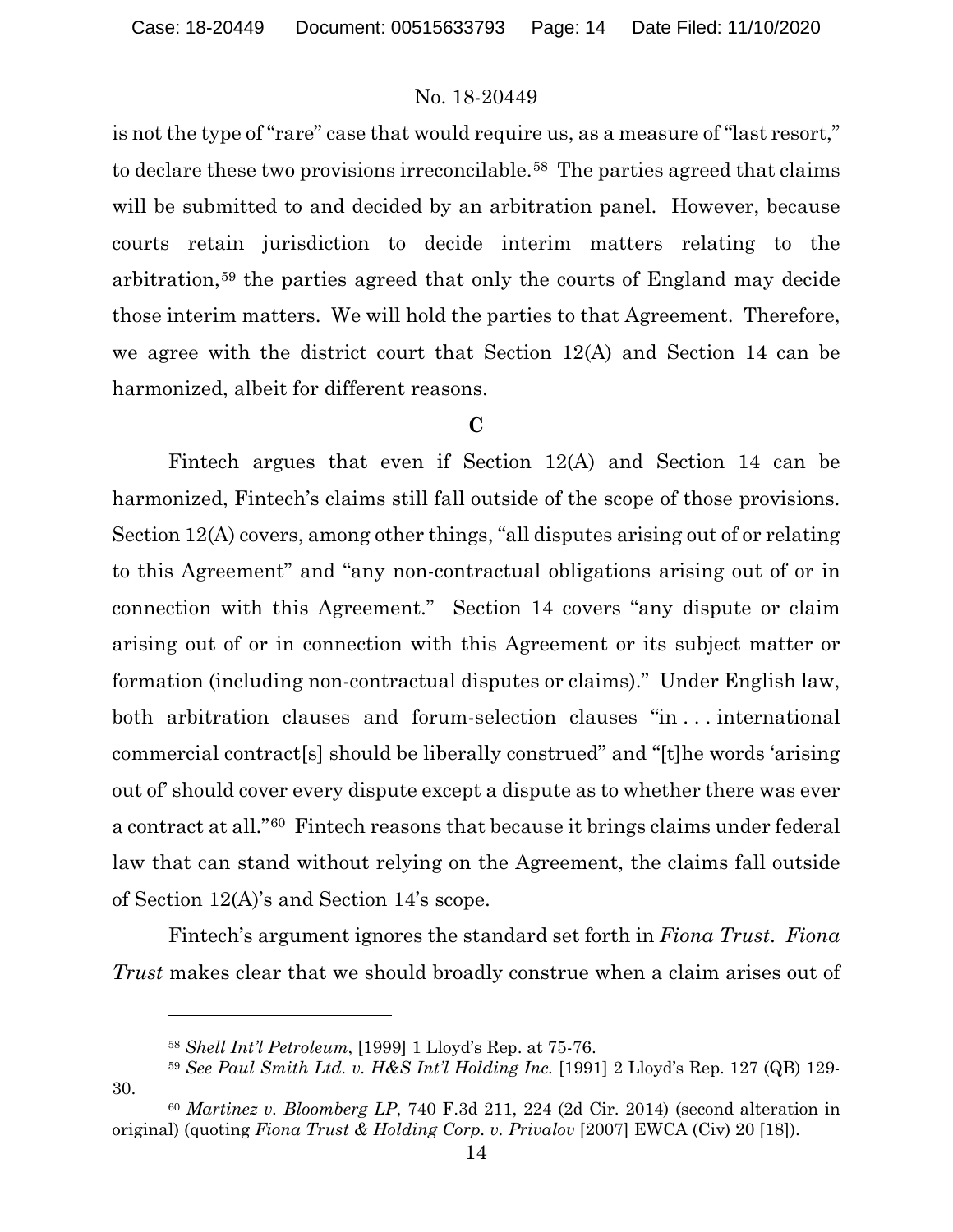is not the type of "rare" case that would require us, as a measure of "last resort," to declare these two provisions irreconcilable.[58] The parties agreed that claims will be submitted to and decided by an arbitration panel. However, because courts retain jurisdiction to decide interim matters relating to the arbitration,[59] the parties agreed that only the courts of England may decide those interim matters. We will hold the parties to that Agreement. Therefore, we agree with the district court that Section 12(A) and Section 14 can be harmonized, albeit for different reasons.

**C**

Fintech argues that even if Section 12(A) and Section 14 can be harmonized, Fintech's claims still fall outside of the scope of those provisions. Section 12(A) covers, among other things, "all disputes arising out of or relating to this Agreement" and "any non-contractual obligations arising out of or in connection with this Agreement." Section 14 covers "any dispute or claim arising out of or in connection with this Agreement or its subject matter or formation (including non-contractual disputes or claims)." Under English law, both arbitration clauses and forum-selection clauses "in . . . international commercial contract[s] should be liberally construed" and "[t]he words 'arising out of' should cover every dispute except a dispute as to whether there was ever a contract at all."[60] Fintech reasons that because it brings claims under federal law that can stand without relying on the Agreement, the claims fall outside of Section 12(A)'s and Section 14's scope.

Fintech's argument ignores the standard set forth in *Fiona Trust*. *Fiona Trust* makes clear that we should broadly construe when a claim arises out of

---

[58] *Shell Int'l Petroleum*, [1999] 1 Lloyd's Rep. at 75-76.

[59] *See Paul Smith Ltd. v. H&S Int'l Holding Inc.* [1991] 2 Lloyd's Rep. 127 (QB) 129-30.

[60] *Martinez v. Bloomberg LP*, 740 F.3d 211, 224 (2d Cir. 2014) (second alteration in original) (quoting *Fiona Trust & Holding Corp. v. Privalov* [2007] EWCA (Civ) 20 [18]).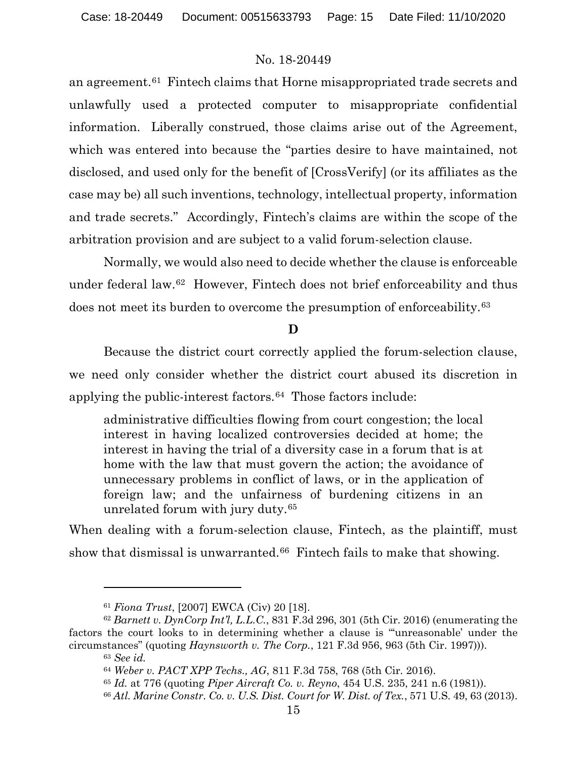an agreement.[61] Fintech claims that Horne misappropriated trade secrets and unlawfully used a protected computer to misappropriate confidential information. Liberally construed, those claims arise out of the Agreement, which was entered into because the "parties desire to have maintained, not disclosed, and used only for the benefit of [CrossVerify] (or its affiliates as the case may be) all such inventions, technology, intellectual property, information and trade secrets." Accordingly, Fintech's claims are within the scope of the arbitration provision and are subject to a valid forum-selection clause.

Normally, we would also need to decide whether the clause is enforceable under federal law.[62] However, Fintech does not brief enforceability and thus does not meet its burden to overcome the presumption of enforceability.[63]

**D**

Because the district court correctly applied the forum-selection clause, we need only consider whether the district court abused its discretion in applying the public-interest factors.[64] Those factors include:

> administrative difficulties flowing from court congestion; the local interest in having localized controversies decided at home; the interest in having the trial of a diversity case in a forum that is at home with the law that must govern the action; the avoidance of unnecessary problems in conflict of laws, or in the application of foreign law; and the unfairness of burdening citizens in an unrelated forum with jury duty.[65]

When dealing with a forum-selection clause, Fintech, as the plaintiff, must show that dismissal is unwarranted.[66] Fintech fails to make that showing.

---

[61] *Fiona Trust*, [2007] EWCA (Civ) 20 [18].

[62] *Barnett v. DynCorp Int'l, L.L.C.*, 831 F.3d 296, 301 (5th Cir. 2016) (enumerating the factors the court looks to in determining whether a clause is "'unreasonable' under the circumstances" (quoting *Haynsworth v. The Corp.*, 121 F.3d 956, 963 (5th Cir. 1997))).

[63] *See id.*

[64] *Weber v. PACT XPP Techs., AG*, 811 F.3d 758, 768 (5th Cir. 2016).

[65] *Id.* at 776 (quoting *Piper Aircraft Co. v. Reyno*, 454 U.S. 235, 241 n.6 (1981)).

[66] *Atl. Marine Constr. Co. v. U.S. Dist. Court for W. Dist. of Tex.*, 571 U.S. 49, 63 (2013).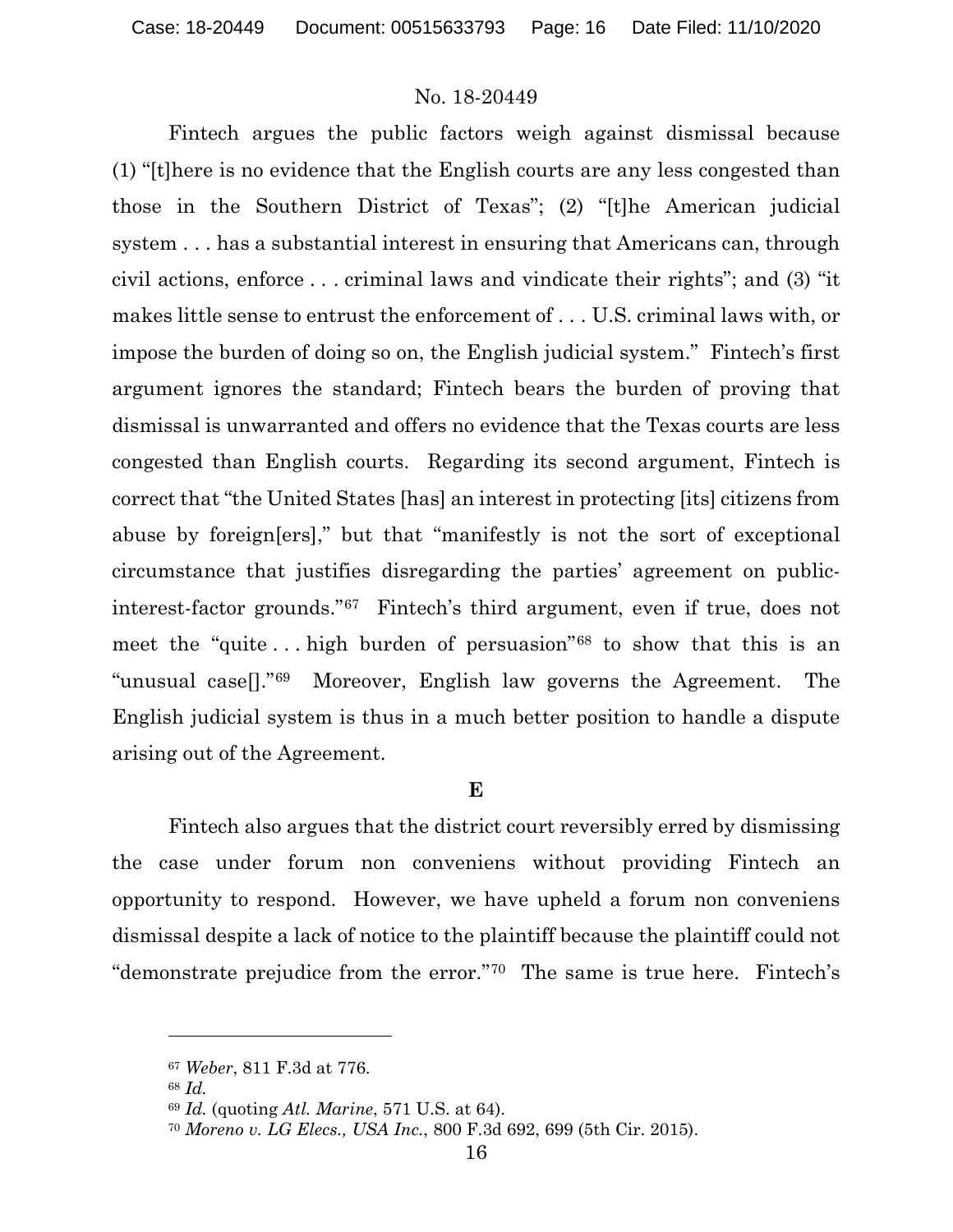Fintech argues the public factors weigh against dismissal because (1) "[t]here is no evidence that the English courts are any less congested than those in the Southern District of Texas"; (2) "[t]he American judicial system . . . has a substantial interest in ensuring that Americans can, through civil actions, enforce . . . criminal laws and vindicate their rights"; and (3) "it makes little sense to entrust the enforcement of . . . U.S. criminal laws with, or impose the burden of doing so on, the English judicial system." Fintech's first argument ignores the standard; Fintech bears the burden of proving that dismissal is unwarranted and offers no evidence that the Texas courts are less congested than English courts. Regarding its second argument, Fintech is correct that "the United States [has] an interest in protecting [its] citizens from abuse by foreign[ers]," but that "manifestly is not the sort of exceptional circumstance that justifies disregarding the parties' agreement on public-interest-factor grounds."[67] Fintech's third argument, even if true, does not meet the "quite . . . high burden of persuasion"[68] to show that this is an "unusual case[]."[69] Moreover, English law governs the Agreement. The English judicial system is thus in a much better position to handle a dispute arising out of the Agreement.

### E

Fintech also argues that the district court reversibly erred by dismissing the case under forum non conveniens without providing Fintech an opportunity to respond. However, we have upheld a forum non conveniens dismissal despite a lack of notice to the plaintiff because the plaintiff could not "demonstrate prejudice from the error."[70] The same is true here. Fintech's

---

[67] *Weber*, 811 F.3d at 776.

[68] *Id.*

[69] *Id.* (quoting *Atl. Marine*, 571 U.S. at 64).

[70] *Moreno v. LG Elecs., USA Inc.*, 800 F.3d 692, 699 (5th Cir. 2015).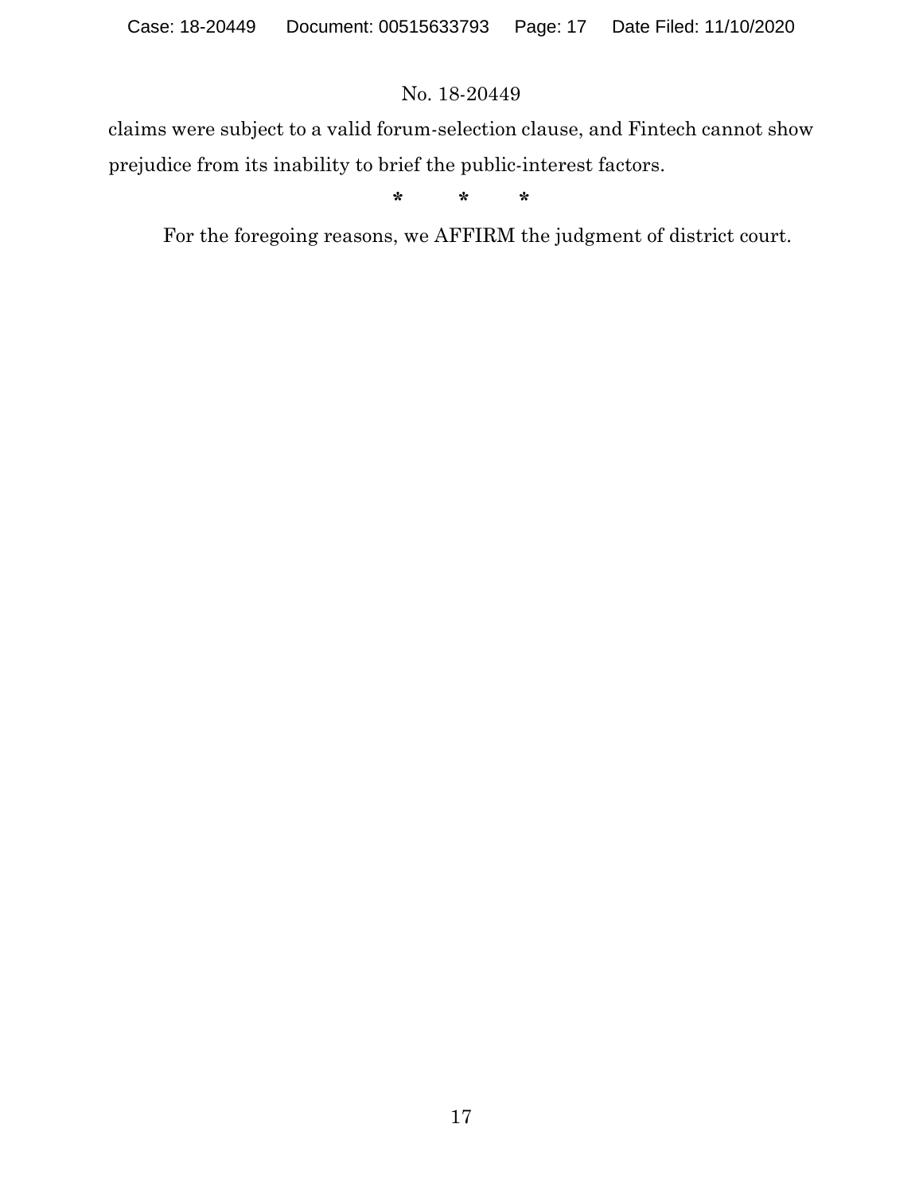claims were subject to a valid forum-selection clause, and Fintech cannot show prejudice from its inability to brief the public-interest factors.

\*     \*     \*

For the foregoing reasons, we AFFIRM the judgment of district court.